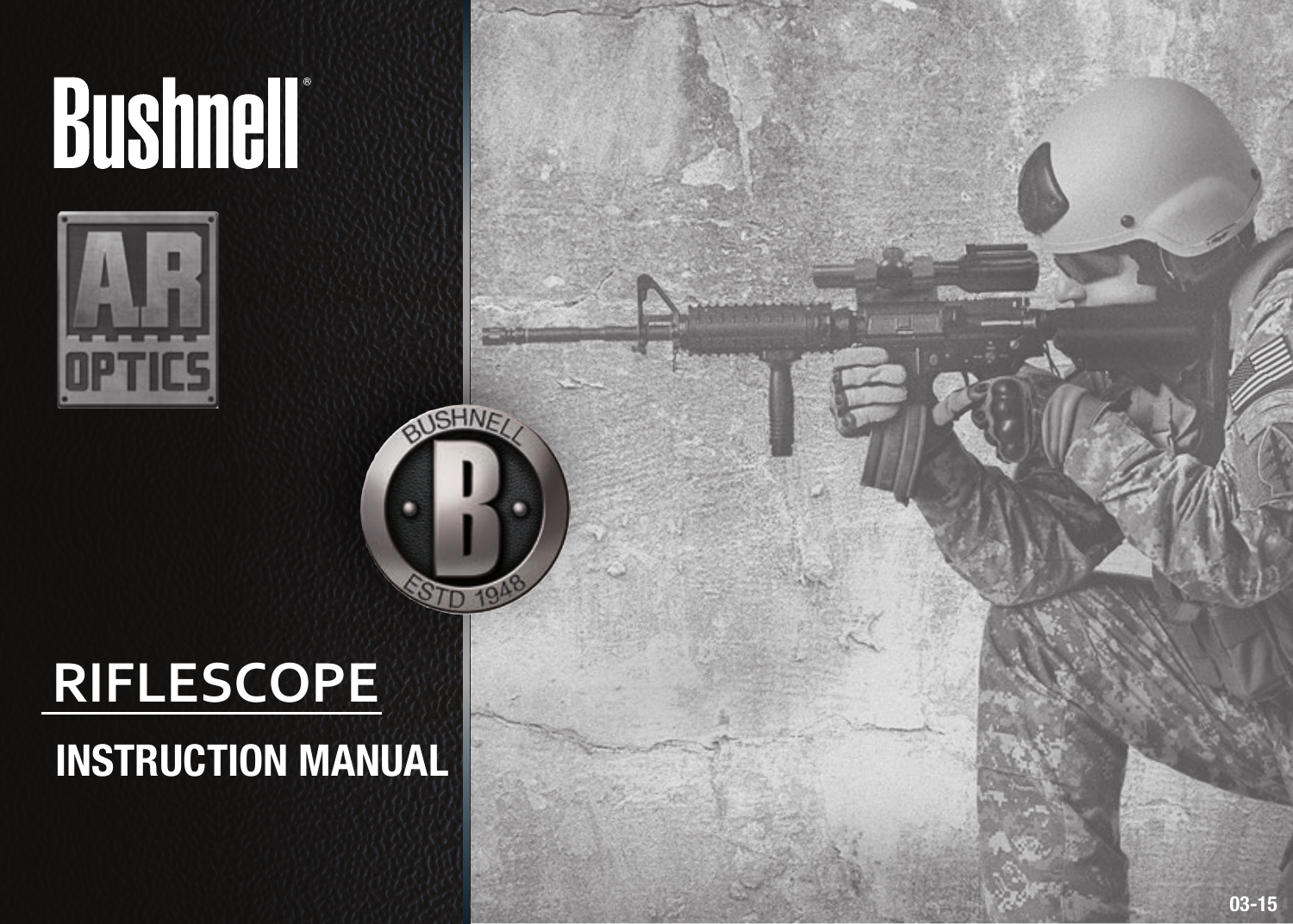# Bushnell®

AR OPTICS

BUSHNELL ESTD 1948

## RIFLESCOPE

## INSTRUCTION MANUAL

03-15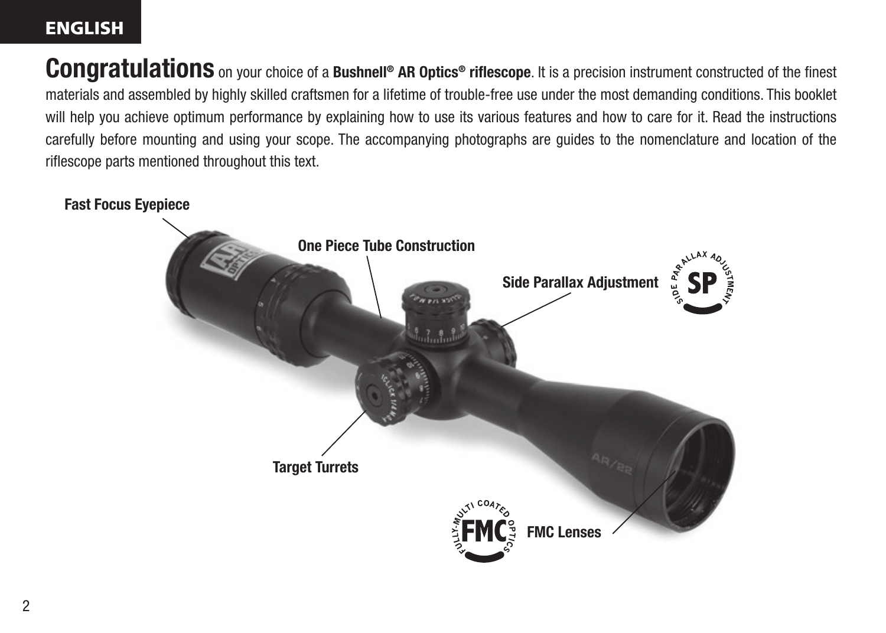**Congratulations** on your choice of a **Bushnell® AR Optics® riflescope**. It is a precision instrument constructed of the finest materials and assembled by highly skilled craftsmen for a lifetime of trouble-free use under the most demanding conditions. This booklet will help you achieve optimum performance by explaining how to use its various features and how to care for it. Read the instructions carefully before mounting and using your scope. The accompanying photographs are guides to the nomenclature and location of the riflescope parts mentioned throughout this text.

**Fast Focus Eyepiece**

**One Piece Tube Construction**

**Side Parallax Adjustment**

**Target Turrets**

**FMC Lenses**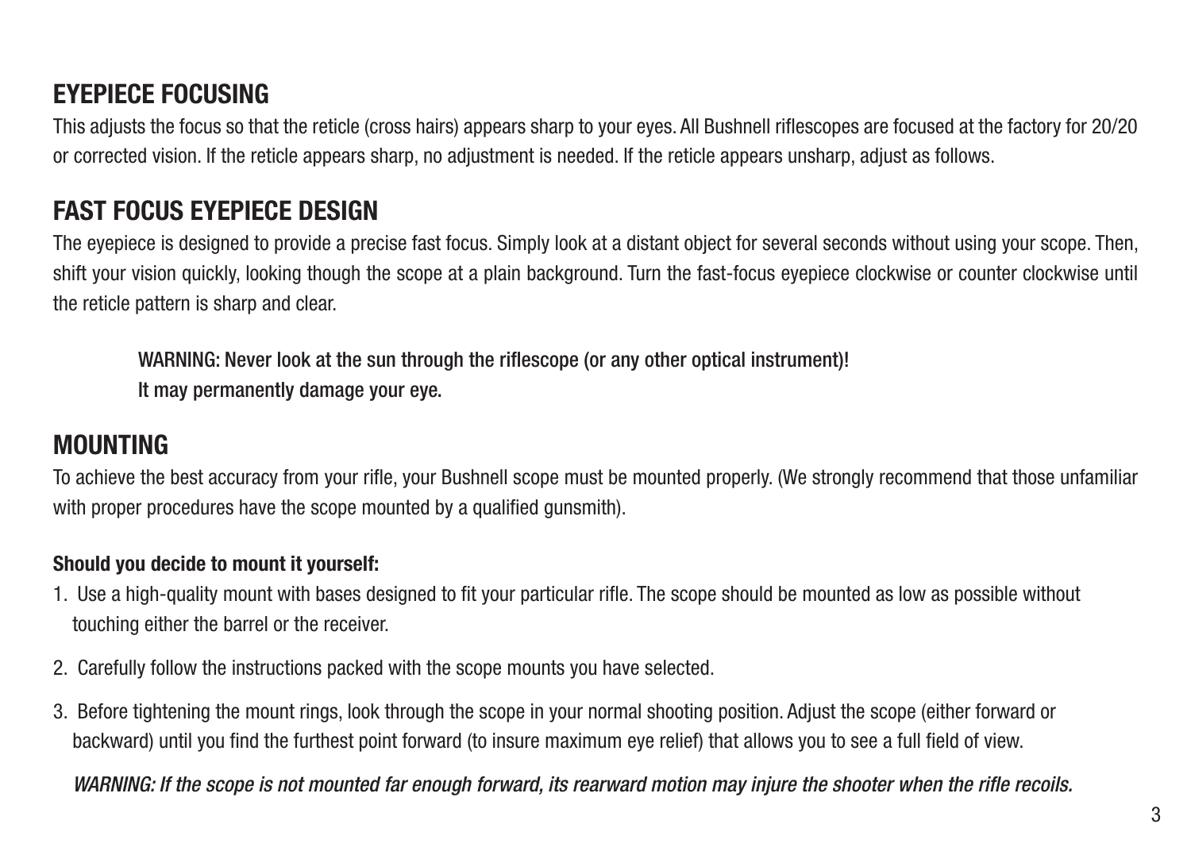## EYEPIECE FOCUSING

This adjusts the focus so that the reticle (cross hairs) appears sharp to your eyes. All Bushnell riflescopes are focused at the factory for 20/20 or corrected vision. If the reticle appears sharp, no adjustment is needed. If the reticle appears unsharp, adjust as follows.

## FAST FOCUS EYEPIECE DESIGN

The eyepiece is designed to provide a precise fast focus. Simply look at a distant object for several seconds without using your scope. Then, shift your vision quickly, looking though the scope at a plain background. Turn the fast-focus eyepiece clockwise or counter clockwise until the reticle pattern is sharp and clear.

WARNING: Never look at the sun through the riflescope (or any other optical instrument)!
It may permanently damage your eye.

## MOUNTING

To achieve the best accuracy from your rifle, your Bushnell scope must be mounted properly. (We strongly recommend that those unfamiliar with proper procedures have the scope mounted by a qualified gunsmith).

**Should you decide to mount it yourself:**

1. Use a high-quality mount with bases designed to fit your particular rifle. The scope should be mounted as low as possible without touching either the barrel or the receiver.
2. Carefully follow the instructions packed with the scope mounts you have selected.
3. Before tightening the mount rings, look through the scope in your normal shooting position. Adjust the scope (either forward or backward) until you find the furthest point forward (to insure maximum eye relief) that allows you to see a full field of view.

*WARNING: If the scope is not mounted far enough forward, its rearward motion may injure the shooter when the rifle recoils.*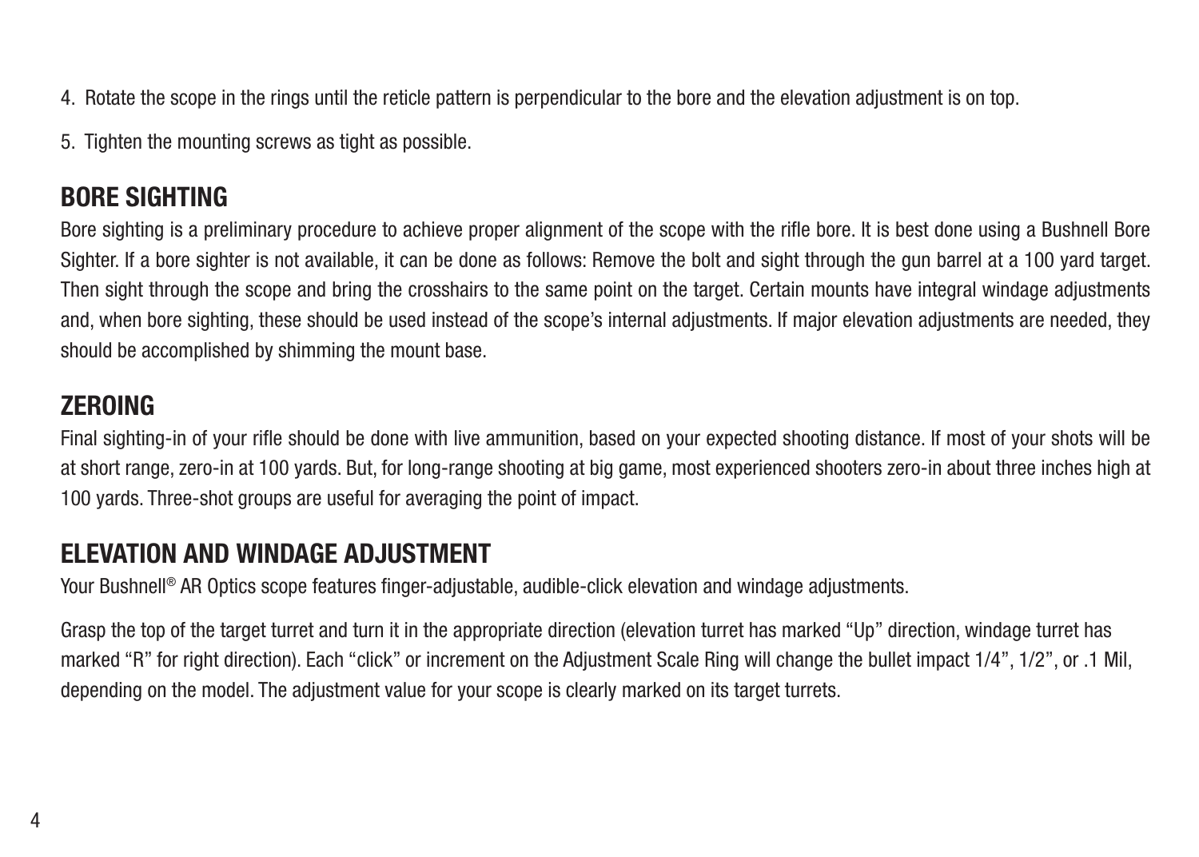4. Rotate the scope in the rings until the reticle pattern is perpendicular to the bore and the elevation adjustment is on top.

5. Tighten the mounting screws as tight as possible.

## BORE SIGHTING

Bore sighting is a preliminary procedure to achieve proper alignment of the scope with the rifle bore. It is best done using a Bushnell Bore Sighter. If a bore sighter is not available, it can be done as follows: Remove the bolt and sight through the gun barrel at a 100 yard target. Then sight through the scope and bring the crosshairs to the same point on the target. Certain mounts have integral windage adjustments and, when bore sighting, these should be used instead of the scope's internal adjustments. If major elevation adjustments are needed, they should be accomplished by shimming the mount base.

## ZEROING

Final sighting-in of your rifle should be done with live ammunition, based on your expected shooting distance. If most of your shots will be at short range, zero-in at 100 yards. But, for long-range shooting at big game, most experienced shooters zero-in about three inches high at 100 yards. Three-shot groups are useful for averaging the point of impact.

## ELEVATION AND WINDAGE ADJUSTMENT

Your Bushnell® AR Optics scope features finger-adjustable, audible-click elevation and windage adjustments.

Grasp the top of the target turret and turn it in the appropriate direction (elevation turret has marked "Up" direction, windage turret has marked "R" for right direction). Each "click" or increment on the Adjustment Scale Ring will change the bullet impact 1/4", 1/2", or .1 Mil, depending on the model. The adjustment value for your scope is clearly marked on its target turrets.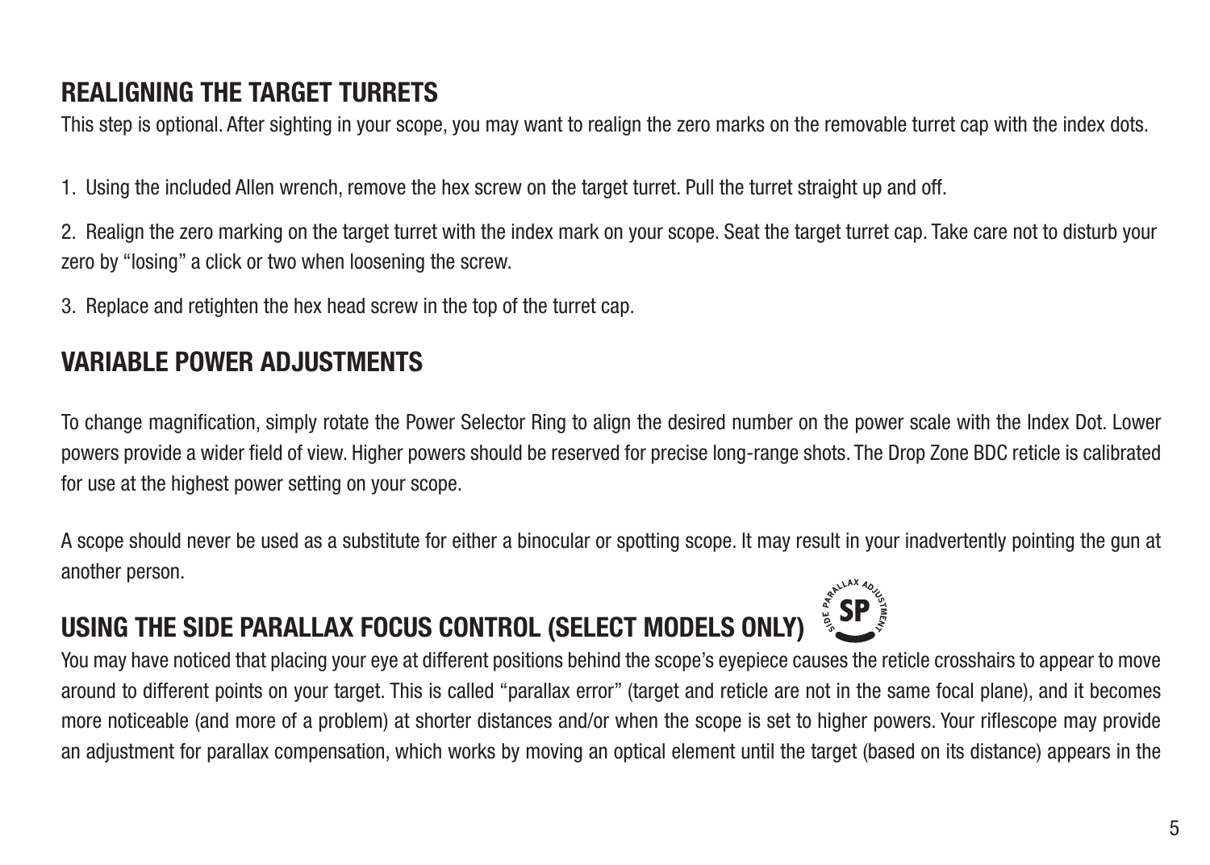## REALIGNING THE TARGET TURRETS

This step is optional. After sighting in your scope, you may want to realign the zero marks on the removable turret cap with the index dots.

1. Using the included Allen wrench, remove the hex screw on the target turret. Pull the turret straight up and off.

2. Realign the zero marking on the target turret with the index mark on your scope. Seat the target turret cap. Take care not to disturb your zero by "losing" a click or two when loosening the screw.

3. Replace and retighten the hex head screw in the top of the turret cap.

## VARIABLE POWER ADJUSTMENTS

To change magnification, simply rotate the Power Selector Ring to align the desired number on the power scale with the Index Dot. Lower powers provide a wider field of view. Higher powers should be reserved for precise long-range shots. The Drop Zone BDC reticle is calibrated for use at the highest power setting on your scope.

A scope should never be used as a substitute for either a binocular or spotting scope. It may result in your inadvertently pointing the gun at another person.

## USING THE SIDE PARALLAX FOCUS CONTROL (SELECT MODELS ONLY)

You may have noticed that placing your eye at different positions behind the scope's eyepiece causes the reticle crosshairs to appear to move around to different points on your target. This is called "parallax error" (target and reticle are not in the same focal plane), and it becomes more noticeable (and more of a problem) at shorter distances and/or when the scope is set to higher powers. Your riflescope may provide an adjustment for parallax compensation, which works by moving an optical element until the target (based on its distance) appears in the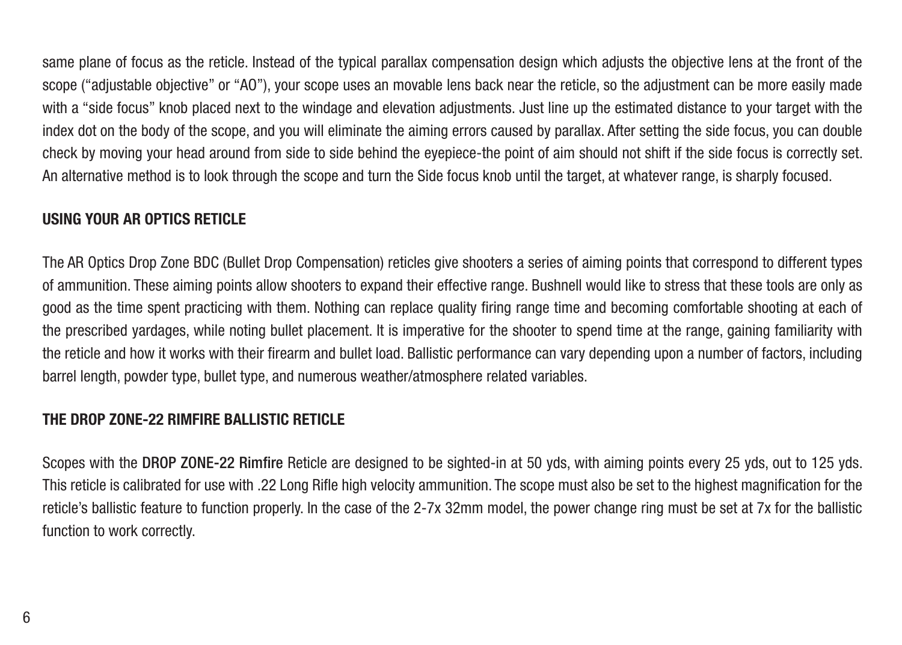same plane of focus as the reticle. Instead of the typical parallax compensation design which adjusts the objective lens at the front of the scope ("adjustable objective" or "AO"), your scope uses an movable lens back near the reticle, so the adjustment can be more easily made with a "side focus" knob placed next to the windage and elevation adjustments. Just line up the estimated distance to your target with the index dot on the body of the scope, and you will eliminate the aiming errors caused by parallax. After setting the side focus, you can double check by moving your head around from side to side behind the eyepiece-the point of aim should not shift if the side focus is correctly set. An alternative method is to look through the scope and turn the Side focus knob until the target, at whatever range, is sharply focused.

## USING YOUR AR OPTICS RETICLE

The AR Optics Drop Zone BDC (Bullet Drop Compensation) reticles give shooters a series of aiming points that correspond to different types of ammunition. These aiming points allow shooters to expand their effective range. Bushnell would like to stress that these tools are only as good as the time spent practicing with them. Nothing can replace quality firing range time and becoming comfortable shooting at each of the prescribed yardages, while noting bullet placement. It is imperative for the shooter to spend time at the range, gaining familiarity with the reticle and how it works with their firearm and bullet load. Ballistic performance can vary depending upon a number of factors, including barrel length, powder type, bullet type, and numerous weather/atmosphere related variables.

## THE DROP ZONE-22 RIMFIRE BALLISTIC RETICLE

Scopes with the **DROP ZONE-22 Rimfire** Reticle are designed to be sighted-in at 50 yds, with aiming points every 25 yds, out to 125 yds. This reticle is calibrated for use with .22 Long Rifle high velocity ammunition. The scope must also be set to the highest magnification for the reticle's ballistic feature to function properly. In the case of the 2-7x 32mm model, the power change ring must be set at 7x for the ballistic function to work correctly.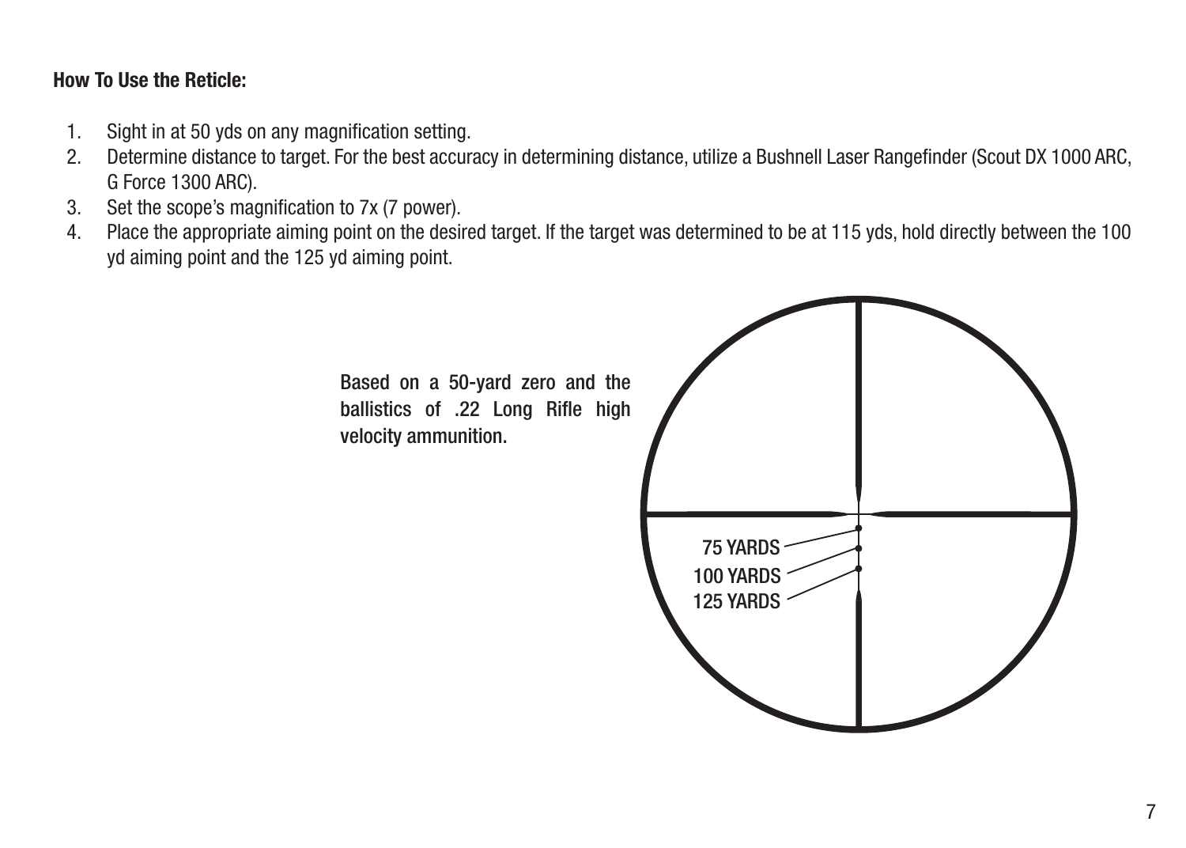**How To Use the Reticle:**

1. Sight in at 50 yds on any magnification setting.
2. Determine distance to target. For the best accuracy in determining distance, utilize a Bushnell Laser Rangefinder (Scout DX 1000 ARC, G Force 1300 ARC).
3. Set the scope's magnification to 7x (7 power).
4. Place the appropriate aiming point on the desired target. If the target was determined to be at 115 yds, hold directly between the 100 yd aiming point and the 125 yd aiming point.

Based on a 50-yard zero and the ballistics of .22 Long Rifle high velocity ammunition.

75 YARDS

100 YARDS

125 YARDS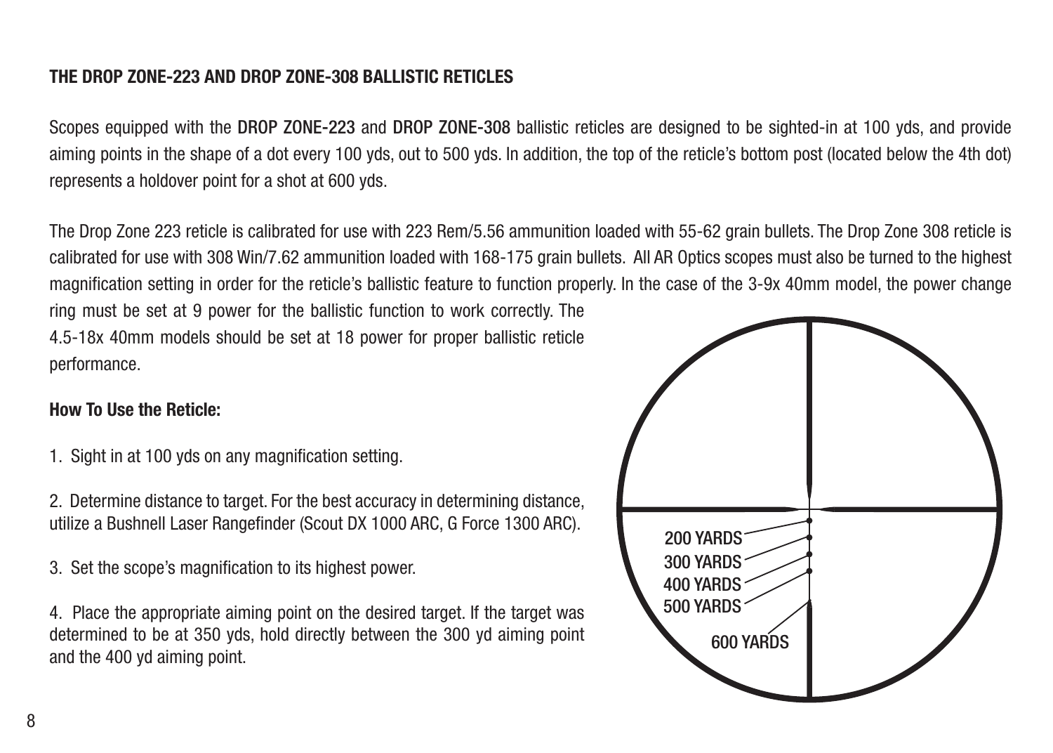## THE DROP ZONE-223 AND DROP ZONE-308 BALLISTIC RETICLES

Scopes equipped with the **DROP ZONE-223** and **DROP ZONE-308** ballistic reticles are designed to be sighted-in at 100 yds, and provide aiming points in the shape of a dot every 100 yds, out to 500 yds. In addition, the top of the reticle's bottom post (located below the 4th dot) represents a holdover point for a shot at 600 yds.

The Drop Zone 223 reticle is calibrated for use with 223 Rem/5.56 ammunition loaded with 55-62 grain bullets. The Drop Zone 308 reticle is calibrated for use with 308 Win/7.62 ammunition loaded with 168-175 grain bullets. All AR Optics scopes must also be turned to the highest magnification setting in order for the reticle's ballistic feature to function properly. In the case of the 3-9x 40mm model, the power change ring must be set at 9 power for the ballistic function to work correctly. The 4.5-18x 40mm models should be set at 18 power for proper ballistic reticle performance.

### How To Use the Reticle:

1. Sight in at 100 yds on any magnification setting.

2. Determine distance to target. For the best accuracy in determining distance, utilize a Bushnell Laser Rangefinder (Scout DX 1000 ARC, G Force 1300 ARC).

3. Set the scope's magnification to its highest power.

4. Place the appropriate aiming point on the desired target. If the target was determined to be at 350 yds, hold directly between the 300 yd aiming point and the 400 yd aiming point.

200 YARDS
300 YARDS
400 YARDS
500 YARDS
600 YARDS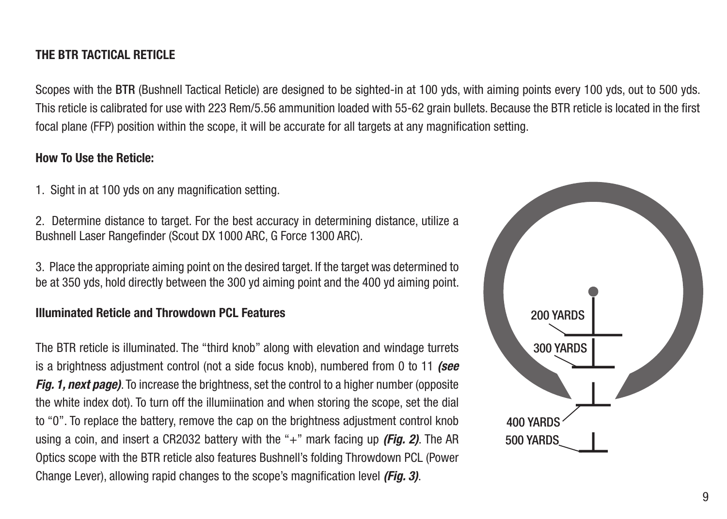## THE BTR TACTICAL RETICLE

Scopes with the **BTR** (Bushnell Tactical Reticle) are designed to be sighted-in at 100 yds, with aiming points every 100 yds, out to 500 yds. This reticle is calibrated for use with 223 Rem/5.56 ammunition loaded with 55-62 grain bullets. Because the BTR reticle is located in the first focal plane (FFP) position within the scope, it will be accurate for all targets at any magnification setting.

### How To Use the Reticle:

1. Sight in at 100 yds on any magnification setting.

2. Determine distance to target. For the best accuracy in determining distance, utilize a Bushnell Laser Rangefinder (Scout DX 1000 ARC, G Force 1300 ARC).

3. Place the appropriate aiming point on the desired target. If the target was determined to be at 350 yds, hold directly between the 300 yd aiming point and the 400 yd aiming point.

### Illuminated Reticle and Throwdown PCL Features

The BTR reticle is illuminated. The "third knob" along with elevation and windage turrets is a brightness adjustment control (not a side focus knob), numbered from 0 to 11 ***(see Fig. 1, next page)***. To increase the brightness, set the control to a higher number (opposite the white index dot). To turn off the illumiination and when storing the scope, set the dial to "0". To replace the battery, remove the cap on the brightness adjustment control knob using a coin, and insert a CR2032 battery with the "+" mark facing up ***(Fig. 2)***. The AR Optics scope with the BTR reticle also features Bushnell's folding Throwdown PCL (Power Change Lever), allowing rapid changes to the scope's magnification level ***(Fig. 3)***.

200 YARDS

300 YARDS

400 YARDS

500 YARDS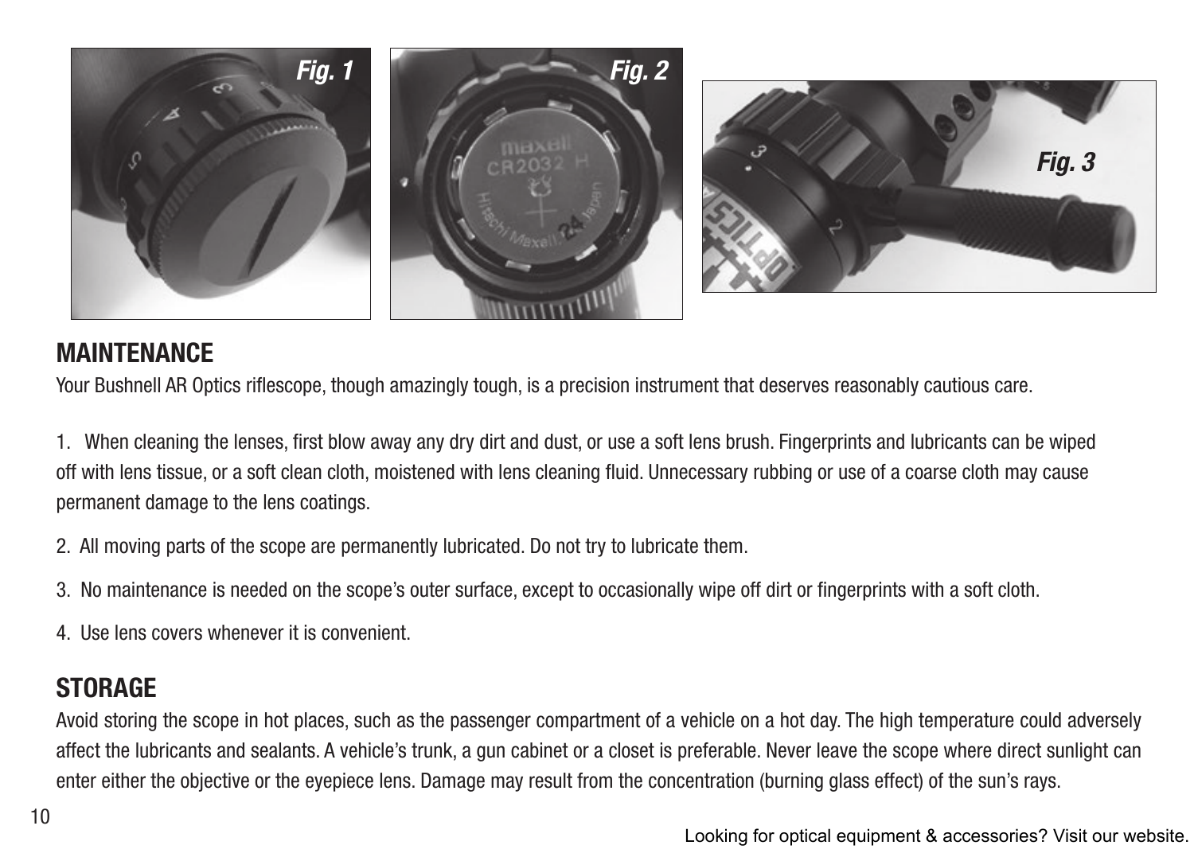Fig. 1

Fig. 2

Fig. 3

## MAINTENANCE

Your Bushnell AR Optics riflescope, though amazingly tough, is a precision instrument that deserves reasonably cautious care.

1. When cleaning the lenses, first blow away any dry dirt and dust, or use a soft lens brush. Fingerprints and lubricants can be wiped off with lens tissue, or a soft clean cloth, moistened with lens cleaning fluid. Unnecessary rubbing or use of a coarse cloth may cause permanent damage to the lens coatings.
2. All moving parts of the scope are permanently lubricated. Do not try to lubricate them.
3. No maintenance is needed on the scope's outer surface, except to occasionally wipe off dirt or fingerprints with a soft cloth.
4. Use lens covers whenever it is convenient.

## STORAGE

Avoid storing the scope in hot places, such as the passenger compartment of a vehicle on a hot day. The high temperature could adversely affect the lubricants and sealants. A vehicle's trunk, a gun cabinet or a closet is preferable. Never leave the scope where direct sunlight can enter either the objective or the eyepiece lens. Damage may result from the concentration (burning glass effect) of the sun's rays.

Looking for optical equipment & accessories? Visit our website.